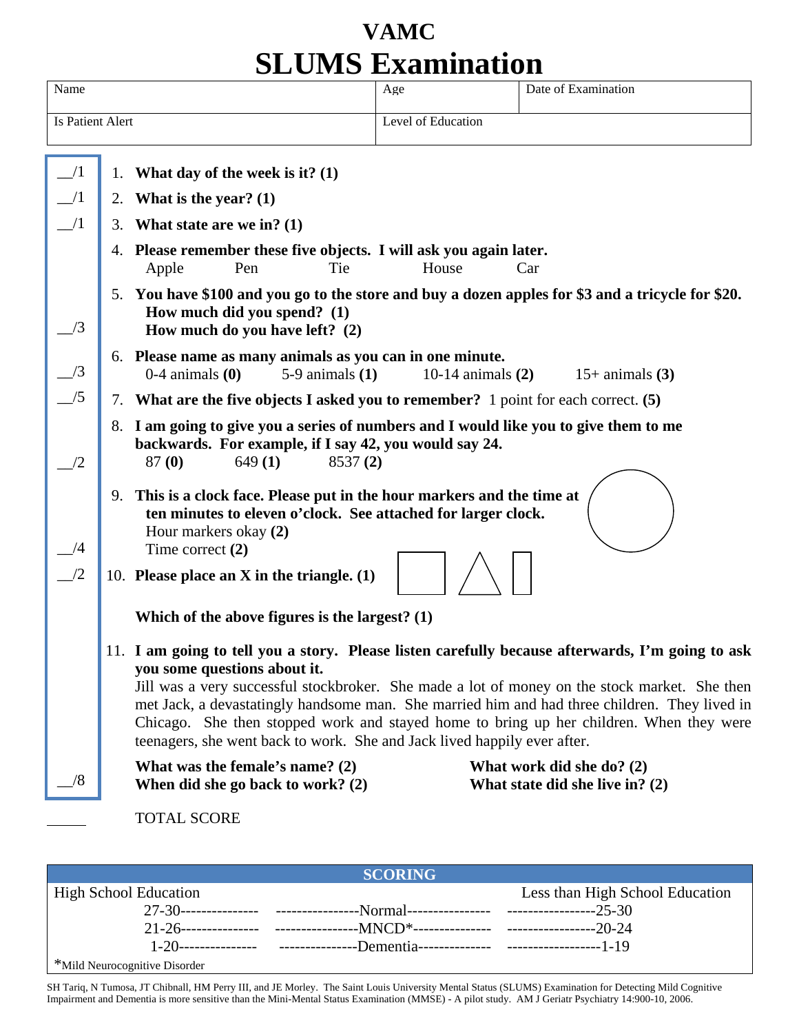# VAMC
# SLUMS Examination

| Name | Age | Date of Examination |
|---|---|---|
| Is Patient Alert | Level of Education | |

__/1 1. **What day of the week is it? (1)**

__/1 2. **What is the year? (1)**

__/1 3. **What state are we in? (1)**

4. **Please remember these five objects. I will ask you again later.**
   Apple Pen Tie House Car

__/3 5. **You have $100 and you go to the store and buy a dozen apples for $3 and a tricycle for $20.**
   **How much did you spend? (1)**
   **How much do you have left? (2)**

__/3 6. **Please name as many animals as you can in one minute.**
   0-4 animals **(0)** 5-9 animals **(1)** 10-14 animals **(2)** 15+ animals **(3)**

__/5 7. **What are the five objects I asked you to remember?** 1 point for each correct. **(5)**

__/2 8. **I am going to give you a series of numbers and I would like you to give them to me backwards. For example, if I say 42, you would say 24.**
   87 **(0)** 649 **(1)** 8537 **(2)**

__/4 9. **This is a clock face. Please put in the hour markers and the time at ten minutes to eleven o'clock. See attached for larger clock.**
   Hour markers okay **(2)**
   Time correct **(2)**

__/2 10. **Please place an X in the triangle. (1)**

**Which of the above figures is the largest? (1)**

11. **I am going to tell you a story. Please listen carefully because afterwards, I'm going to ask you some questions about it.**
Jill was a very successful stockbroker. She made a lot of money on the stock market. She then met Jack, a devastatingly handsome man. She married him and had three children. They lived in Chicago. She then stopped work and stayed home to bring up her children. When they were teenagers, she went back to work. She and Jack lived happily ever after.

__/8 **What was the female's name? (2)** **What work did she do? (2)**
**When did she go back to work? (2)** **What state did she live in? (2)**

_____ TOTAL SCORE

| SCORING | | |
|---|---|---|
| High School Education | | Less than High School Education |
| 27-30 | Normal | 25-30 |
| 21-26 | MNCD* | 20-24 |
| 1-20 | Dementia | 1-19 |

*Mild Neurocognitive Disorder

SH Tariq, N Tumosa, JT Chibnall, HM Perry III, and JE Morley. The Saint Louis University Mental Status (SLUMS) Examination for Detecting Mild Cognitive Impairment and Dementia is more sensitive than the Mini-Mental Status Examination (MMSE) - A pilot study. AM J Geriatr Psychiatry 14:900-10, 2006.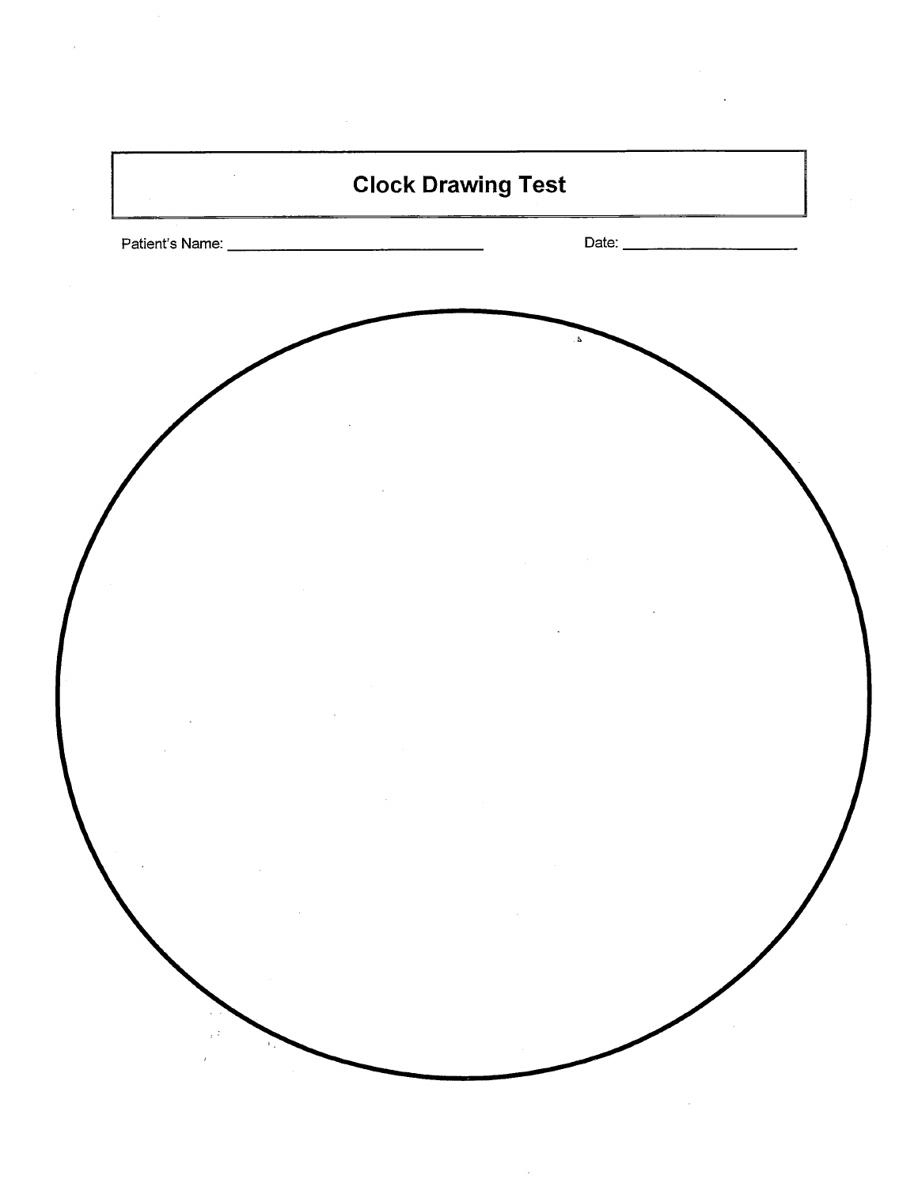# Clock Drawing Test

Patient's Name: ______________________________ Date: ____________________